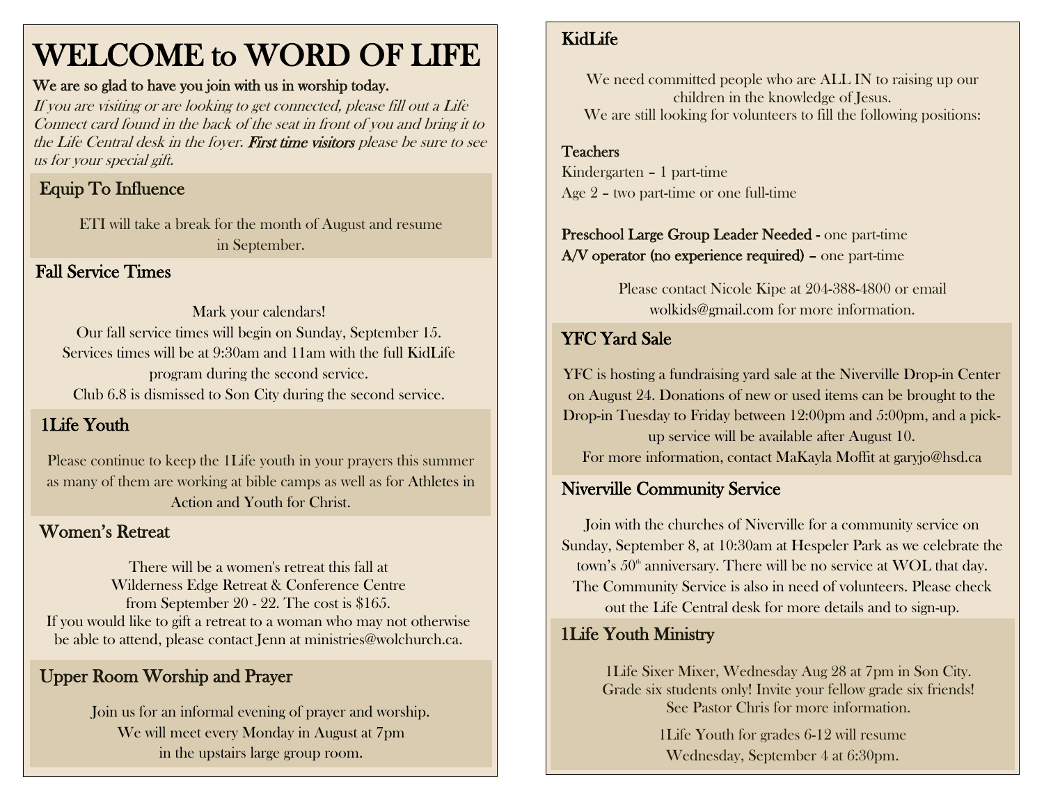# WELCOME to WORD OF LIFE

**We are so glad to have you join with us in worship today.**

*If you are visiting or are looking to get connected, please fill out a Life Connect card found in the back of the seat in front of you and bring it to the Life Central desk in the foyer.* ***First time visitors*** *please be sure to see us for your special gift.*

## Equip To Influence

ETI will take a break for the month of August and resume in September.

## Fall Service Times

Mark your calendars!
Our fall service times will begin on Sunday, September 15.
Services times will be at 9:30am and 11am with the full KidLife program during the second service.
Club 6.8 is dismissed to Son City during the second service.

## 1Life Youth

Please continue to keep the 1Life youth in your prayers this summer as many of them are working at bible camps as well as for Athletes in Action and Youth for Christ.

## Women's Retreat

There will be a women's retreat this fall at Wilderness Edge Retreat & Conference Centre from September 20 - 22. The cost is $165.
If you would like to gift a retreat to a woman who may not otherwise be able to attend, please contact Jenn at ministries@wolchurch.ca.

## Upper Room Worship and Prayer

Join us for an informal evening of prayer and worship.
We will meet every Monday in August at 7pm in the upstairs large group room.

## KidLife

We need committed people who are ALL IN to raising up our children in the knowledge of Jesus.
We are still looking for volunteers to fill the following positions:

**Teachers**
Kindergarten – 1 part-time
Age 2 – two part-time or one full-time

**Preschool Large Group Leader Needed -** one part-time
**A/V operator (no experience required) –** one part-time

Please contact Nicole Kipe at 204-388-4800 or email wolkids@gmail.com for more information.

## YFC Yard Sale

YFC is hosting a fundraising yard sale at the Niverville Drop-in Center on August 24. Donations of new or used items can be brought to the Drop-in Tuesday to Friday between 12:00pm and 5:00pm, and a pick-up service will be available after August 10.
For more information, contact MaKayla Moffit at garyjo@hsd.ca

## Niverville Community Service

Join with the churches of Niverville for a community service on Sunday, September 8, at 10:30am at Hespeler Park as we celebrate the town's 50th anniversary. There will be no service at WOL that day.
The Community Service is also in need of volunteers. Please check out the Life Central desk for more details and to sign-up.

## 1Life Youth Ministry

1Life Sixer Mixer, Wednesday Aug 28 at 7pm in Son City.
Grade six students only! Invite your fellow grade six friends!
See Pastor Chris for more information.

1Life Youth for grades 6-12 will resume Wednesday, September 4 at 6:30pm.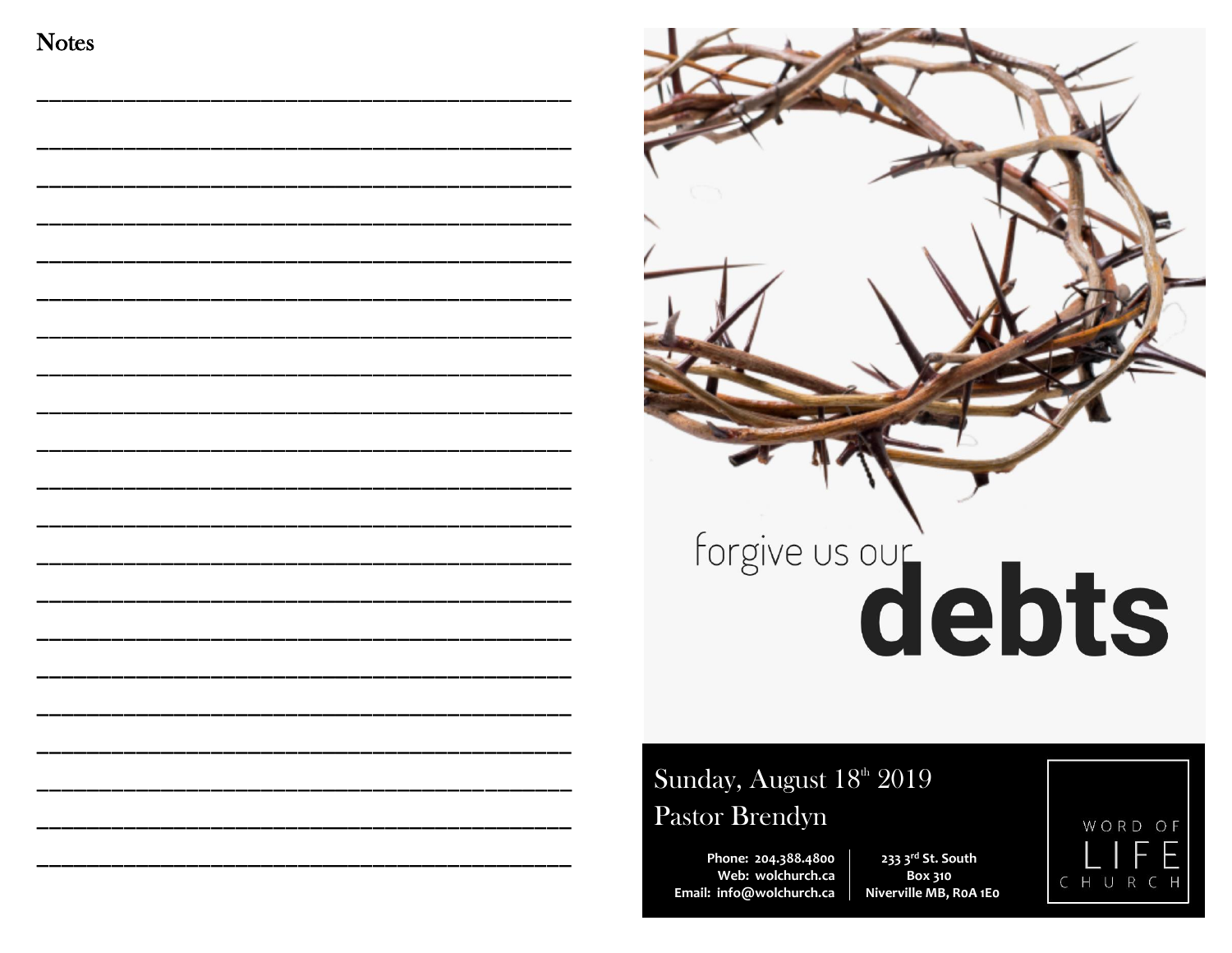## Notes

______________________________________________

______________________________________________

______________________________________________

______________________________________________

______________________________________________

______________________________________________

______________________________________________

______________________________________________

______________________________________________

______________________________________________

______________________________________________

______________________________________________

______________________________________________

______________________________________________

______________________________________________

______________________________________________

______________________________________________

______________________________________________

______________________________________________

______________________________________________

______________________________________________

forgive us our

# debts

Sunday, August 18th 2019

Pastor Brendyn

**Phone: 204.388.4800**
**Web: wolchurch.ca**
**Email: info@wolchurch.ca**

**233 3rd St. South**
**Box 310**
**Niverville MB, R0A 1E0**

WORD OF LIFE CHURCH